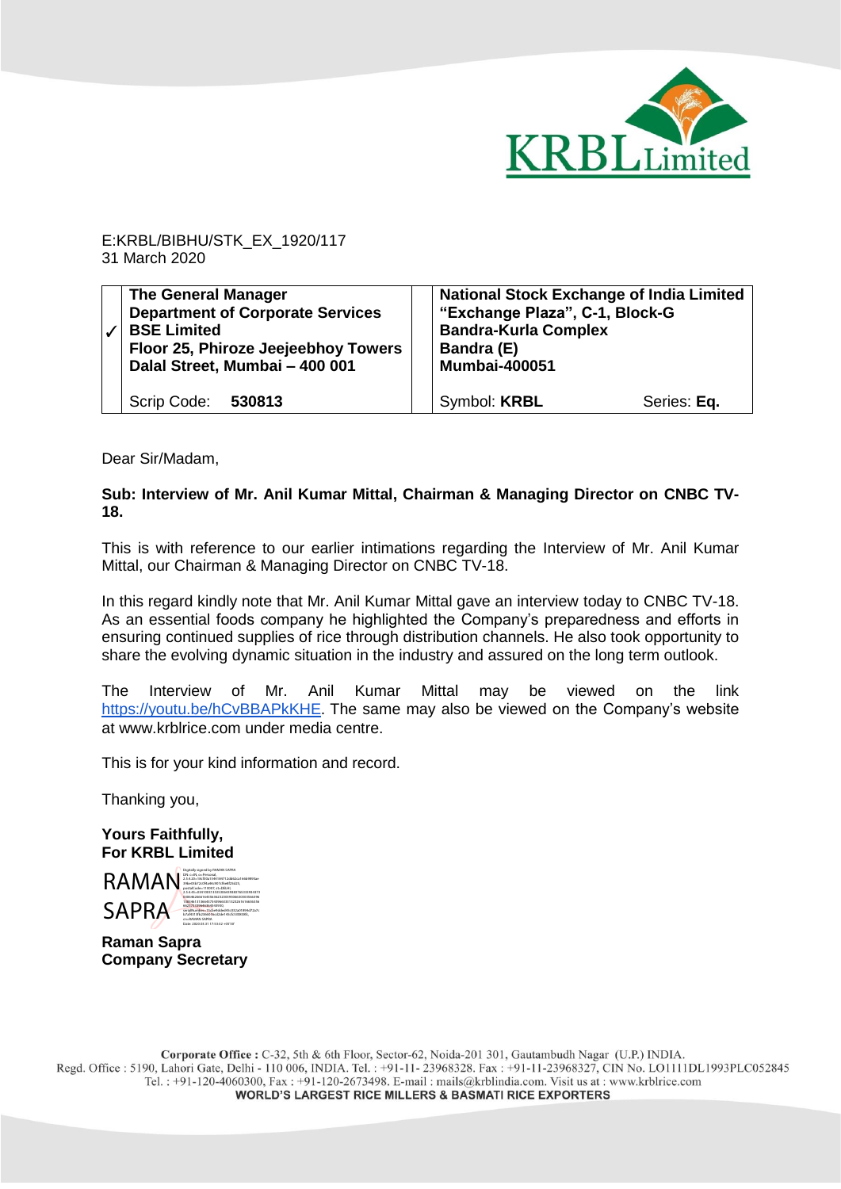KRBL Limited

E:KRBL/BIBHU/STK_EX_1920/117
31 March 2020

| ✓ | **The General Manager**<br>**Department of Corporate Services**<br>**BSE Limited**<br>**Floor 25, Phiroze Jeejeebhoy Towers**<br>**Dalal Street, Mumbai – 400 001**<br><br>Scrip Code: **530813** | **National Stock Exchange of India Limited**<br>**"Exchange Plaza", C-1, Block-G**<br>**Bandra-Kurla Complex**<br>**Bandra (E)**<br>**Mumbai-400051**<br><br>Symbol: **KRBL** Series: **Eq.** |
|---|---|---|

Dear Sir/Madam,

**Sub: Interview of Mr. Anil Kumar Mittal, Chairman & Managing Director on CNBC TV-18.**

This is with reference to our earlier intimations regarding the Interview of Mr. Anil Kumar Mittal, our Chairman & Managing Director on CNBC TV-18.

In this regard kindly note that Mr. Anil Kumar Mittal gave an interview today to CNBC TV-18. As an essential foods company he highlighted the Company's preparedness and efforts in ensuring continued supplies of rice through distribution channels. He also took opportunity to share the evolving dynamic situation in the industry and assured on the long term outlook.

The Interview of Mr. Anil Kumar Mittal may be viewed on the link https://youtu.be/hCvBBAPkKHE. The same may also be viewed on the Company's website at www.krblrice.com under media centre.

This is for your kind information and record.

Thanking you,

**Yours Faithfully,**
**For KRBL Limited**

RAMAN SAPRA

**Raman Sapra**
**Company Secretary**

**Corporate Office :** C-32, 5th & 6th Floor, Sector-62, Noida-201 301, Gautambudh Nagar (U.P.) INDIA.
Regd. Office : 5190, Lahori Gate, Delhi - 110 006, INDIA. Tel. : +91-11- 23968328. Fax : +91-11-23968327, CIN No. LO1111DL1993PLC052845
Tel. : +91-120-4060300, Fax : +91-120-2673498. E-mail : mails@krblindia.com. Visit us at : www.krblrice.com
**WORLD'S LARGEST RICE MILLERS & BASMATI RICE EXPORTERS**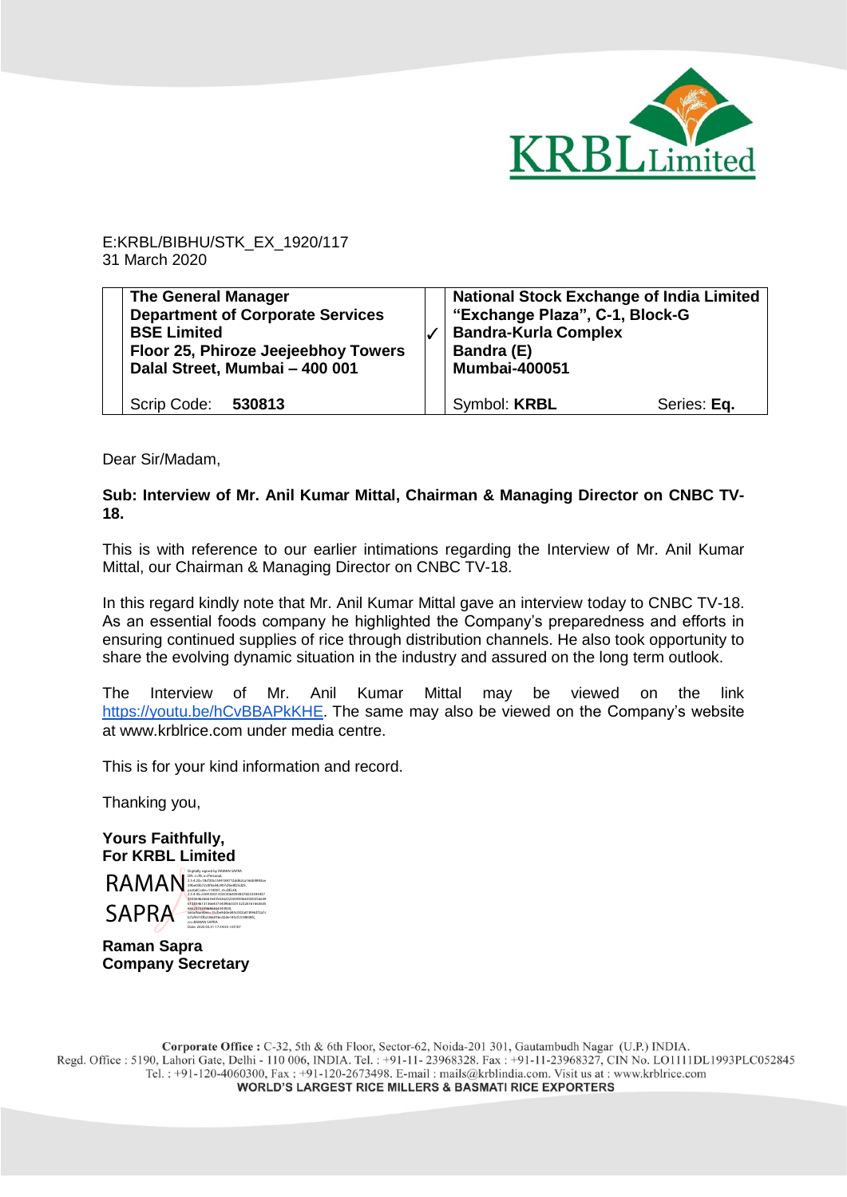E:KRBL/BIBHU/STK_EX_1920/117
31 March 2020

| | | |
|---|---|---|
| **The General Manager**<br>**Department of Corporate Services**<br>**BSE Limited**<br>**Floor 25, Phiroze Jeejeebhoy Towers**<br>**Dalal Street, Mumbai – 400 001** | ✓ | **National Stock Exchange of India Limited**<br>**"Exchange Plaza", C-1, Block-G**<br>**Bandra-Kurla Complex**<br>**Bandra (E)**<br>**Mumbai-400051** |
| Scrip Code: **530813** | | Symbol: **KRBL** Series: **Eq.** |

Dear Sir/Madam,

**Sub: Interview of Mr. Anil Kumar Mittal, Chairman & Managing Director on CNBC TV-18.**

This is with reference to our earlier intimations regarding the Interview of Mr. Anil Kumar Mittal, our Chairman & Managing Director on CNBC TV-18.

In this regard kindly note that Mr. Anil Kumar Mittal gave an interview today to CNBC TV-18. As an essential foods company he highlighted the Company's preparedness and efforts in ensuring continued supplies of rice through distribution channels. He also took opportunity to share the evolving dynamic situation in the industry and assured on the long term outlook.

The Interview of Mr. Anil Kumar Mittal may be viewed on the link https://youtu.be/hCvBBAPkKHE. The same may also be viewed on the Company's website at www.krblrice.com under media centre.

This is for your kind information and record.

Thanking you,

**Yours Faithfully,**
**For KRBL Limited**

RAMAN SAPRA

**Raman Sapra**
**Company Secretary**

**Corporate Office :** C-32, 5th & 6th Floor, Sector-62, Noida-201 301, Gautambudh Nagar (U.P.) INDIA.
Regd. Office : 5190, Lahori Gate, Delhi - 110 006, INDIA. Tel. : +91-11- 23968328. Fax : +91-11-23968327, CIN No. LO1111DL1993PLC052845
Tel. : +91-120-4060300, Fax : +91-120-2673498. E-mail : mails@krblindia.com. Visit us at : www.krblrice.com
**WORLD'S LARGEST RICE MILLERS & BASMATI RICE EXPORTERS**